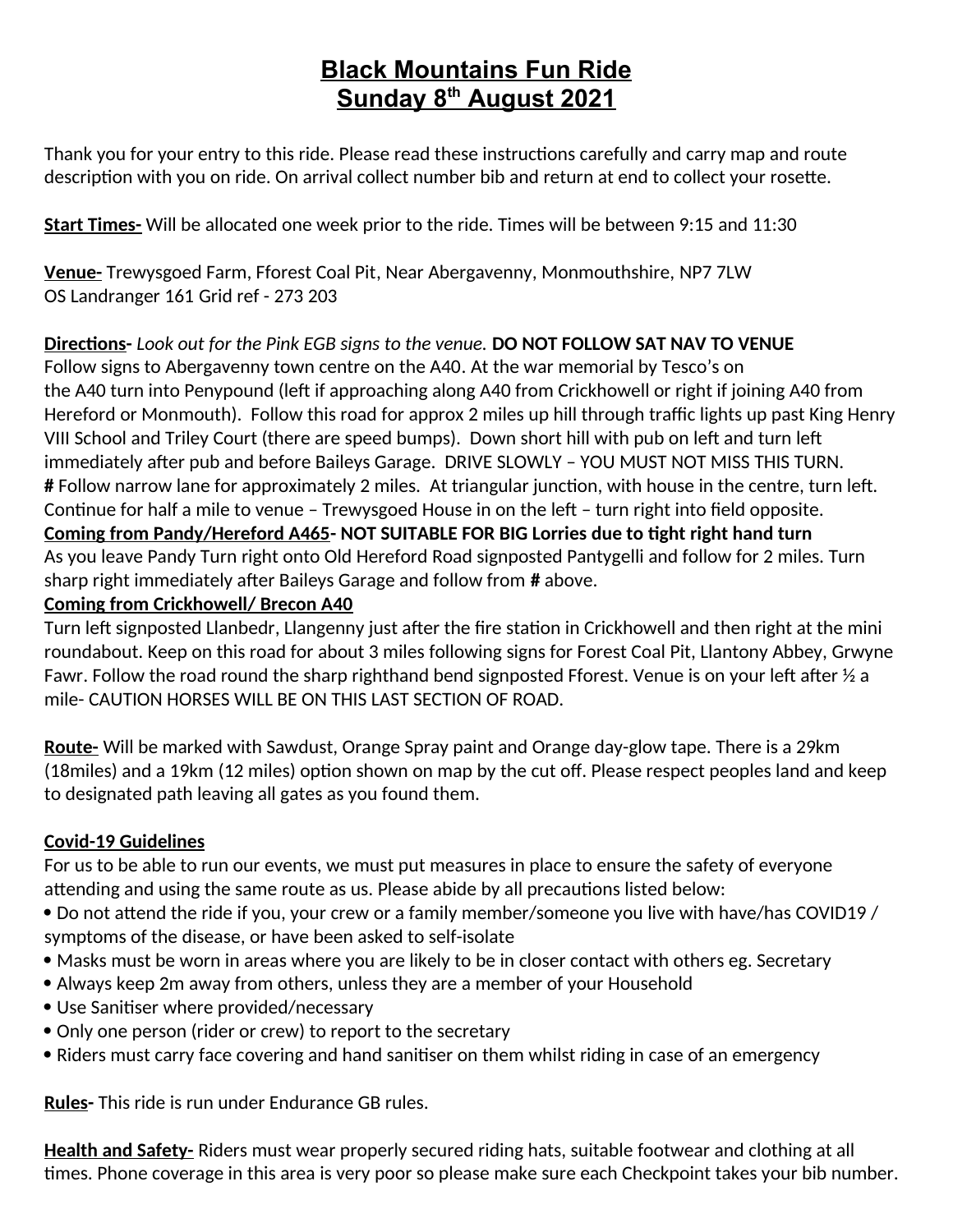# Black Mountains Fun Ride
# Sunday 8th August 2021

Thank you for your entry to this ride. Please read these instructions carefully and carry map and route description with you on ride. On arrival collect number bib and return at end to collect your rosette.

**Start Times-** Will be allocated one week prior to the ride. Times will be between 9:15 and 11:30

**Venue-** Trewysgoed Farm, Fforest Coal Pit, Near Abergavenny, Monmouthshire, NP7 7LW
OS Landranger 161 Grid ref - 273 203

**Directions-** *Look out for the Pink EGB signs to the venue.* **DO NOT FOLLOW SAT NAV TO VENUE**
Follow signs to Abergavenny town centre on the A40. At the war memorial by Tesco's on the A40 turn into Penypound (left if approaching along A40 from Crickhowell or right if joining A40 from Hereford or Monmouth). Follow this road for approx 2 miles up hill through traffic lights up past King Henry VIII School and Triley Court (there are speed bumps). Down short hill with pub on left and turn left immediately after pub and before Baileys Garage. DRIVE SLOWLY – YOU MUST NOT MISS THIS TURN.
**#** Follow narrow lane for approximately 2 miles. At triangular junction, with house in the centre, turn left. Continue for half a mile to venue – Trewysgoed House in on the left – turn right into field opposite.

**Coming from Pandy/Hereford A465- NOT SUITABLE FOR BIG Lorries due to tight right hand turn**
As you leave Pandy Turn right onto Old Hereford Road signposted Pantygelli and follow for 2 miles. Turn sharp right immediately after Baileys Garage and follow from **#** above.

**Coming from Crickhowell/ Brecon A40**
Turn left signposted Llanbedr, Llangenny just after the fire station in Crickhowell and then right at the mini roundabout. Keep on this road for about 3 miles following signs for Forest Coal Pit, Llantony Abbey, Grwyne Fawr. Follow the road round the sharp righthand bend signposted Fforest. Venue is on your left after ½ a mile- CAUTION HORSES WILL BE ON THIS LAST SECTION OF ROAD.

**Route-** Will be marked with Sawdust, Orange Spray paint and Orange day-glow tape. There is a 29km (18miles) and a 19km (12 miles) option shown on map by the cut off. Please respect peoples land and keep to designated path leaving all gates as you found them.

**Covid-19 Guidelines**
For us to be able to run our events, we must put measures in place to ensure the safety of everyone attending and using the same route as us. Please abide by all precautions listed below:

- Do not attend the ride if you, your crew or a family member/someone you live with have/has COVID19 / symptoms of the disease, or have been asked to self-isolate
- Masks must be worn in areas where you are likely to be in closer contact with others eg. Secretary
- Always keep 2m away from others, unless they are a member of your Household
- Use Sanitiser where provided/necessary
- Only one person (rider or crew) to report to the secretary
- Riders must carry face covering and hand sanitiser on them whilst riding in case of an emergency

**Rules-** This ride is run under Endurance GB rules.

**Health and Safety-** Riders must wear properly secured riding hats, suitable footwear and clothing at all times. Phone coverage in this area is very poor so please make sure each Checkpoint takes your bib number.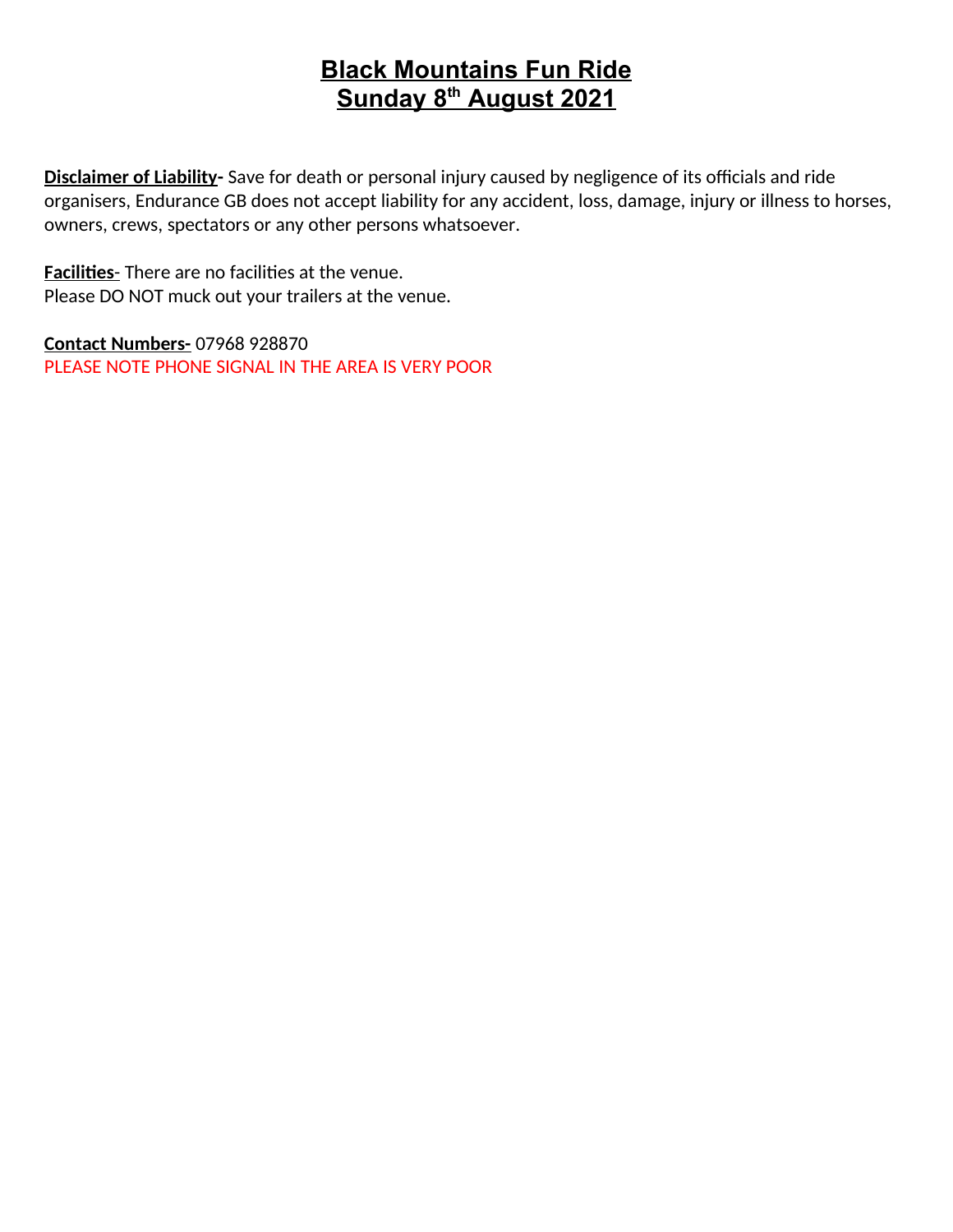# Black Mountains Fun Ride
# Sunday 8th August 2021

**Disclaimer of Liability-** Save for death or personal injury caused by negligence of its officials and ride organisers, Endurance GB does not accept liability for any accident, loss, damage, injury or illness to horses, owners, crews, spectators or any other persons whatsoever.

**Facilities**- There are no facilities at the venue.
Please DO NOT muck out your trailers at the venue.

**Contact Numbers-** 07968 928870
PLEASE NOTE PHONE SIGNAL IN THE AREA IS VERY POOR